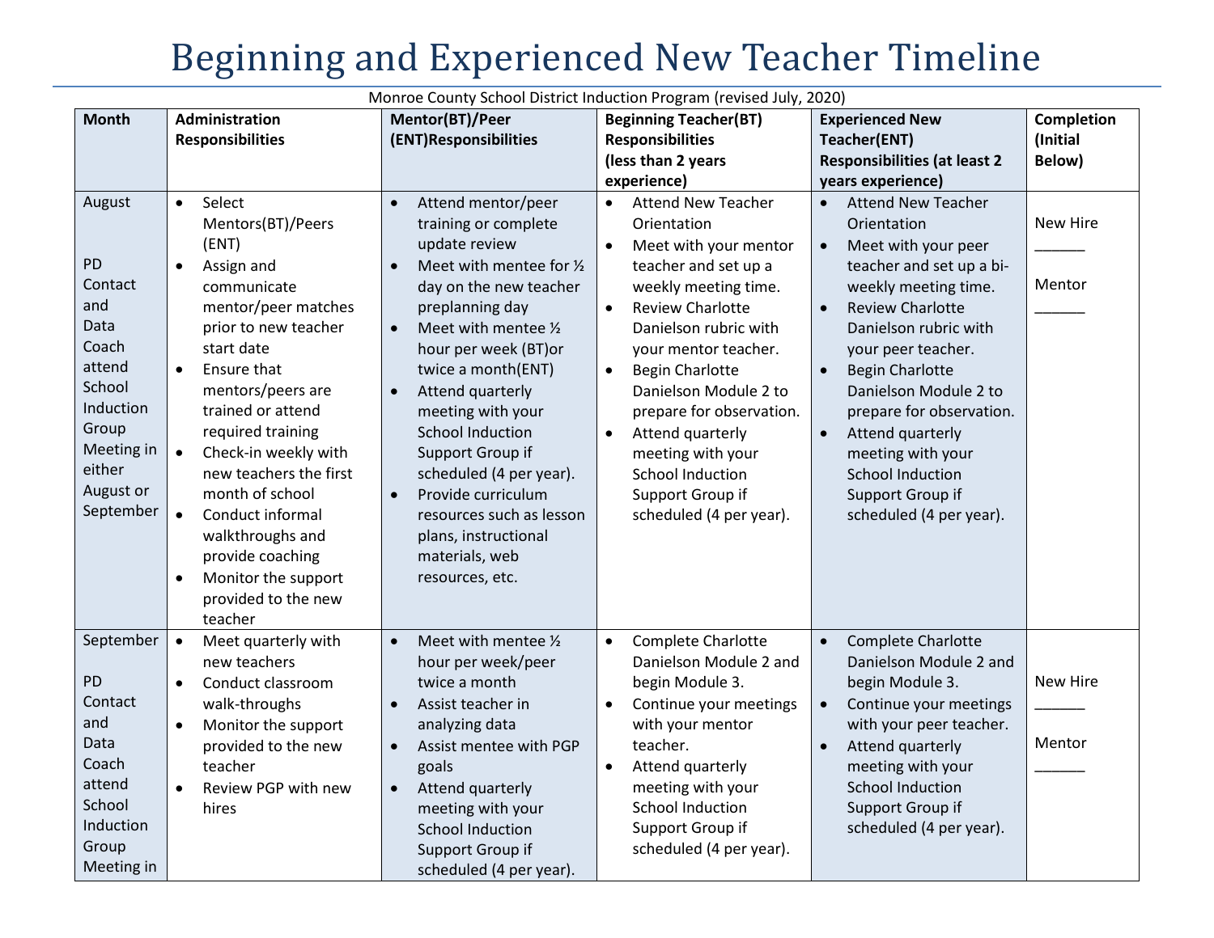# Beginning and Experienced New Teacher Timeline

Monroe County School District Induction Program (revised July, 2020)

| Month | Administration Responsibilities | Mentor(BT)/Peer (ENT)Responsibilities | Beginning Teacher(BT) Responsibilities (less than 2 years experience) | Experienced New Teacher(ENT) Responsibilities (at least 2 years experience) | Completion (Initial Below) |
|---|---|---|---|---|---|
| August<br><br>PD Contact and Data Coach attend School Induction Group Meeting in either August or September | • Select Mentors(BT)/Peers (ENT)<br>• Assign and communicate mentor/peer matches prior to new teacher start date<br>• Ensure that mentors/peers are trained or attend required training<br>• Check-in weekly with new teachers the first month of school<br>• Conduct informal walkthroughs and provide coaching<br>• Monitor the support provided to the new teacher | • Attend mentor/peer training or complete update review<br>• Meet with mentee for ½ day on the new teacher preplanning day<br>• Meet with mentee ½ hour per week (BT)or twice a month(ENT)<br>• Attend quarterly meeting with your School Induction Support Group if scheduled (4 per year).<br>• Provide curriculum resources such as lesson plans, instructional materials, web resources, etc. | • Attend New Teacher Orientation<br>• Meet with your mentor teacher and set up a weekly meeting time.<br>• Review Charlotte Danielson rubric with your mentor teacher.<br>• Begin Charlotte Danielson Module 2 to prepare for observation.<br>• Attend quarterly meeting with your School Induction Support Group if scheduled (4 per year). | • Attend New Teacher Orientation<br>• Meet with your peer teacher and set up a bi-weekly meeting time.<br>• Review Charlotte Danielson rubric with your peer teacher.<br>• Begin Charlotte Danielson Module 2 to prepare for observation.<br>• Attend quarterly meeting with your School Induction Support Group if scheduled (4 per year). | New Hire ______<br><br>Mentor ______ |
| September<br><br>PD Contact and Data Coach attend School Induction Group Meeting in | • Meet quarterly with new teachers<br>• Conduct classroom walk-throughs<br>• Monitor the support provided to the new teacher<br>• Review PGP with new hires | • Meet with mentee ½ hour per week/peer twice a month<br>• Assist teacher in analyzing data<br>• Assist mentee with PGP goals<br>• Attend quarterly meeting with your School Induction Support Group if scheduled (4 per year). | • Complete Charlotte Danielson Module 2 and begin Module 3.<br>• Continue your meetings with your mentor teacher.<br>• Attend quarterly meeting with your School Induction Support Group if scheduled (4 per year). | • Complete Charlotte Danielson Module 2 and begin Module 3.<br>• Continue your meetings with your peer teacher.<br>• Attend quarterly meeting with your School Induction Support Group if scheduled (4 per year). | New Hire ______<br><br>Mentor ______ |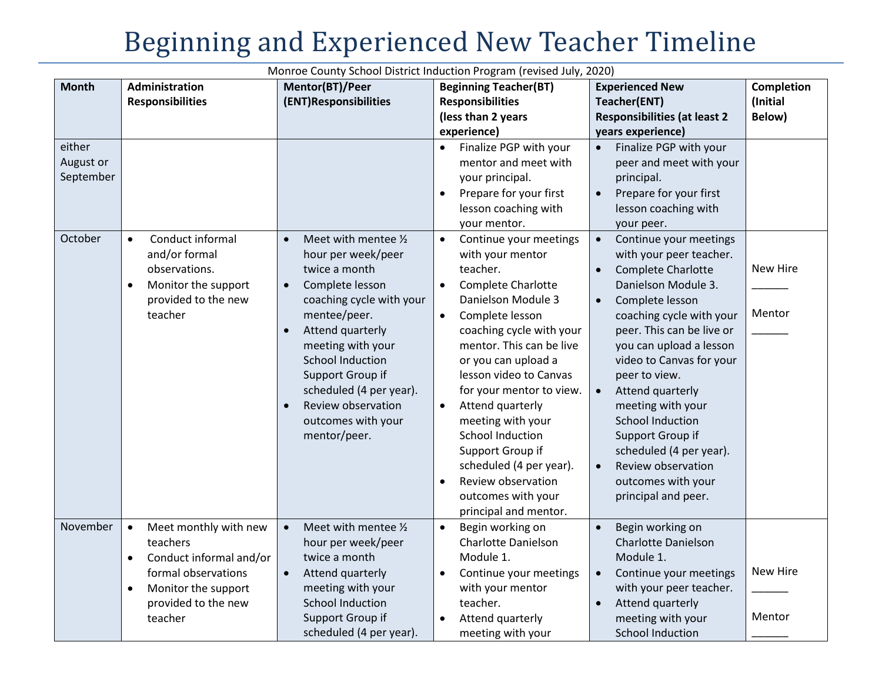# Beginning and Experienced New Teacher Timeline

Monroe County School District Induction Program (revised July, 2020)

| Month | Administration Responsibilities | Mentor(BT)/Peer (ENT)Responsibilities | Beginning Teacher(BT) Responsibilities (less than 2 years experience) | Experienced New Teacher(ENT) Responsibilities (at least 2 years experience) | Completion (Initial Below) |
|---|---|---|---|---|---|
| either August or September | | | • Finalize PGP with your mentor and meet with your principal.<br>• Prepare for your first lesson coaching with your mentor. | • Finalize PGP with your peer and meet with your principal.<br>• Prepare for your first lesson coaching with your peer. | |
| October | • Conduct informal and/or formal observations.<br>• Monitor the support provided to the new teacher | • Meet with mentee ½ hour per week/peer twice a month<br>• Complete lesson coaching cycle with your mentee/peer.<br>• Attend quarterly meeting with your School Induction Support Group if scheduled (4 per year).<br>• Review observation outcomes with your mentor/peer. | • Continue your meetings with your mentor teacher.<br>• Complete Charlotte Danielson Module 3<br>• Complete lesson coaching cycle with your mentor. This can be live or you can upload a lesson video to Canvas for your mentor to view.<br>• Attend quarterly meeting with your School Induction Support Group if scheduled (4 per year).<br>• Review observation outcomes with your principal and mentor. | • Continue your meetings with your peer teacher.<br>• Complete Charlotte Danielson Module 3.<br>• Complete lesson coaching cycle with your peer. This can be live or you can upload a lesson video to Canvas for your peer to view.<br>• Attend quarterly meeting with your School Induction Support Group if scheduled (4 per year).<br>• Review observation outcomes with your principal and peer. | New Hire ______<br><br>Mentor ______ |
| November | • Meet monthly with new teachers<br>• Conduct informal and/or formal observations<br>• Monitor the support provided to the new teacher | • Meet with mentee ½ hour per week/peer twice a month<br>• Attend quarterly meeting with your School Induction Support Group if scheduled (4 per year). | • Begin working on Charlotte Danielson Module 1.<br>• Continue your meetings with your mentor teacher.<br>• Attend quarterly meeting with your | • Begin working on Charlotte Danielson Module 1.<br>• Continue your meetings with your peer teacher.<br>• Attend quarterly meeting with your School Induction | New Hire ______<br><br>Mentor ______ |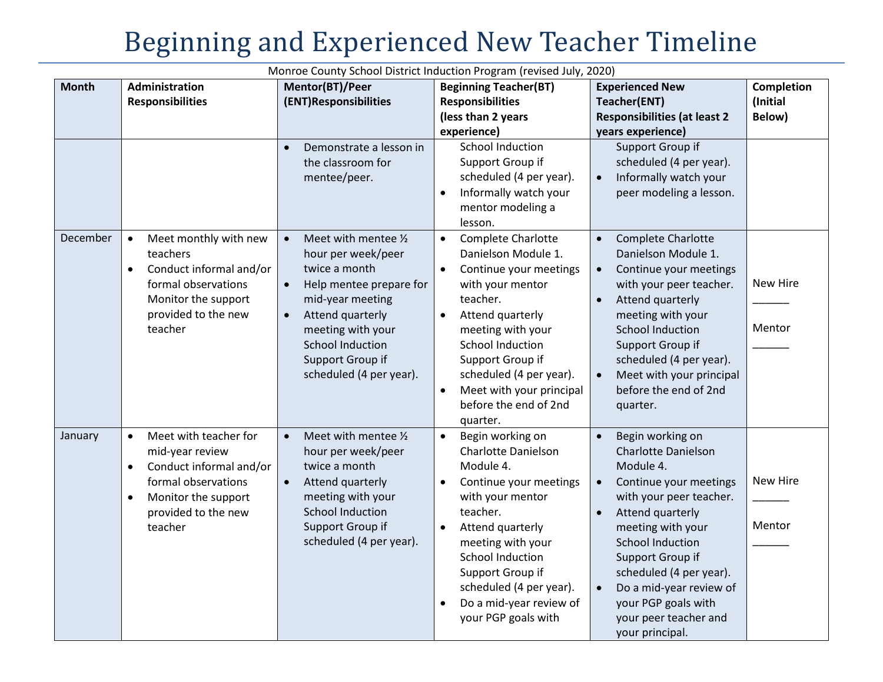# Beginning and Experienced New Teacher Timeline

Monroe County School District Induction Program (revised July, 2020)

| Month | Administration Responsibilities | Mentor(BT)/Peer (ENT)Responsibilities | Beginning Teacher(BT) Responsibilities (less than 2 years experience) | Experienced New Teacher(ENT) Responsibilities (at least 2 years experience) | Completion (Initial Below) |
|---|---|---|---|---|---|
| | | • Demonstrate a lesson in the classroom for mentee/peer. | School Induction Support Group if scheduled (4 per year).<br>• Informally watch your mentor modeling a lesson. | Support Group if scheduled (4 per year).<br>• Informally watch your peer modeling a lesson. | |
| December | • Meet monthly with new teachers<br>• Conduct informal and/or formal observations Monitor the support provided to the new teacher | • Meet with mentee ½ hour per week/peer twice a month<br>• Help mentee prepare for mid-year meeting<br>• Attend quarterly meeting with your School Induction Support Group if scheduled (4 per year). | • Complete Charlotte Danielson Module 1.<br>• Continue your meetings with your mentor teacher.<br>• Attend quarterly meeting with your School Induction Support Group if scheduled (4 per year).<br>• Meet with your principal before the end of 2nd quarter. | • Complete Charlotte Danielson Module 1.<br>• Continue your meetings with your peer teacher.<br>• Attend quarterly meeting with your School Induction Support Group if scheduled (4 per year).<br>• Meet with your principal before the end of 2nd quarter. | New Hire ______<br>Mentor ______ |
| January | • Meet with teacher for mid-year review<br>• Conduct informal and/or formal observations<br>• Monitor the support provided to the new teacher | • Meet with mentee ½ hour per week/peer twice a month<br>• Attend quarterly meeting with your School Induction Support Group if scheduled (4 per year). | • Begin working on Charlotte Danielson Module 4.<br>• Continue your meetings with your mentor teacher.<br>• Attend quarterly meeting with your School Induction Support Group if scheduled (4 per year).<br>• Do a mid-year review of your PGP goals with | • Begin working on Charlotte Danielson Module 4.<br>• Continue your meetings with your peer teacher.<br>• Attend quarterly meeting with your School Induction Support Group if scheduled (4 per year).<br>• Do a mid-year review of your PGP goals with your peer teacher and your principal. | New Hire ______<br>Mentor ______ |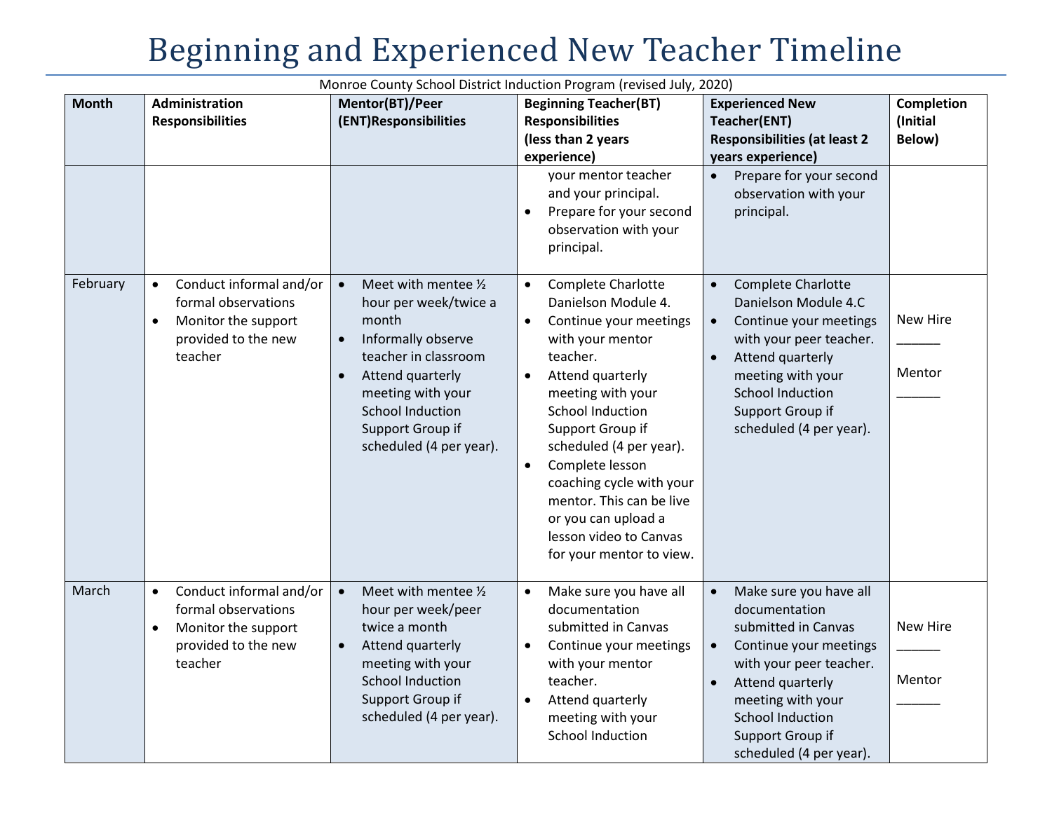# Beginning and Experienced New Teacher Timeline

Monroe County School District Induction Program (revised July, 2020)

| Month | Administration Responsibilities | Mentor(BT)/Peer (ENT)Responsibilities | Beginning Teacher(BT) Responsibilities (less than 2 years experience) | Experienced New Teacher(ENT) Responsibilities (at least 2 years experience) | Completion (Initial Below) |
|---|---|---|---|---|---|
| | | | your mentor teacher and your principal.<br>• Prepare for your second observation with your principal. | • Prepare for your second observation with your principal. | |
| February | • Conduct informal and/or formal observations<br>• Monitor the support provided to the new teacher | • Meet with mentee ½ hour per week/twice a month<br>• Informally observe teacher in classroom<br>• Attend quarterly meeting with your School Induction Support Group if scheduled (4 per year). | • Complete Charlotte Danielson Module 4.<br>• Continue your meetings with your mentor teacher.<br>• Attend quarterly meeting with your School Induction Support Group if scheduled (4 per year).<br>• Complete lesson coaching cycle with your mentor. This can be live or you can upload a lesson video to Canvas for your mentor to view. | • Complete Charlotte Danielson Module 4.C<br>• Continue your meetings with your peer teacher.<br>• Attend quarterly meeting with your School Induction Support Group if scheduled (4 per year). | New Hire ______<br>Mentor ______ |
| March | • Conduct informal and/or formal observations<br>• Monitor the support provided to the new teacher | • Meet with mentee ½ hour per week/peer twice a month<br>• Attend quarterly meeting with your School Induction Support Group if scheduled (4 per year). | • Make sure you have all documentation submitted in Canvas<br>• Continue your meetings with your mentor teacher.<br>• Attend quarterly meeting with your School Induction | • Make sure you have all documentation submitted in Canvas<br>• Continue your meetings with your peer teacher.<br>• Attend quarterly meeting with your School Induction Support Group if scheduled (4 per year). | New Hire ______<br>Mentor ______ |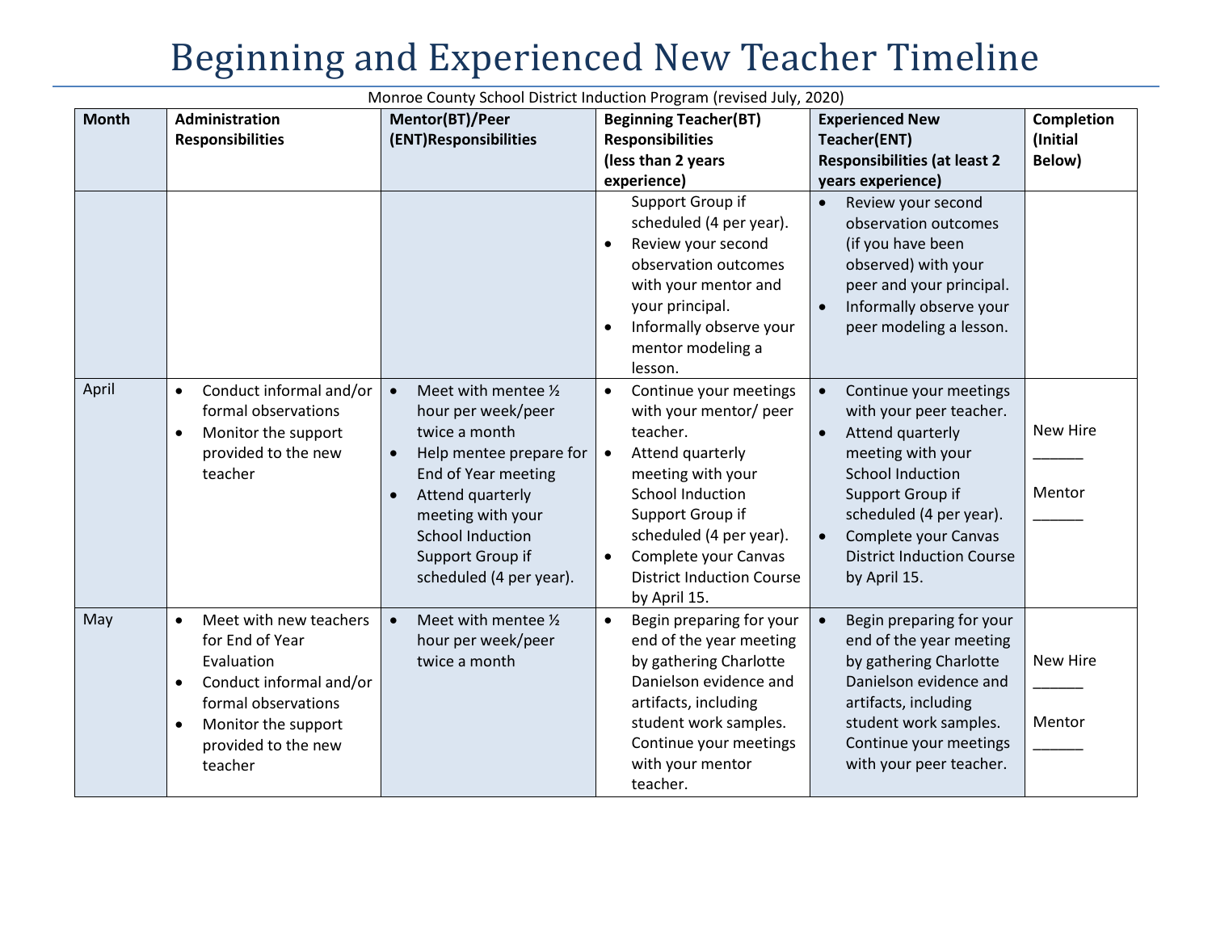# Beginning and Experienced New Teacher Timeline

Monroe County School District Induction Program (revised July, 2020)

| Month | Administration Responsibilities | Mentor(BT)/Peer (ENT)Responsibilities | Beginning Teacher(BT) Responsibilities (less than 2 years experience) | Experienced New Teacher(ENT) Responsibilities (at least 2 years experience) | Completion (Initial Below) |
|---|---|---|---|---|---|
| | | | Support Group if scheduled (4 per year).<br>• Review your second observation outcomes with your mentor and your principal.<br>• Informally observe your mentor modeling a lesson. | • Review your second observation outcomes (if you have been observed) with your peer and your principal.<br>• Informally observe your peer modeling a lesson. | |
| April | • Conduct informal and/or formal observations<br>• Monitor the support provided to the new teacher | • Meet with mentee ½ hour per week/peer twice a month<br>• Help mentee prepare for End of Year meeting<br>• Attend quarterly meeting with your School Induction Support Group if scheduled (4 per year). | • Continue your meetings with your mentor/ peer teacher.<br>• Attend quarterly meeting with your School Induction Support Group if scheduled (4 per year).<br>• Complete your Canvas District Induction Course by April 15. | • Continue your meetings with your peer teacher.<br>• Attend quarterly meeting with your School Induction Support Group if scheduled (4 per year).<br>• Complete your Canvas District Induction Course by April 15. | New Hire ______<br>Mentor ______ |
| May | • Meet with new teachers for End of Year Evaluation<br>• Conduct informal and/or formal observations<br>• Monitor the support provided to the new teacher | • Meet with mentee ½ hour per week/peer twice a month | • Begin preparing for your end of the year meeting by gathering Charlotte Danielson evidence and artifacts, including student work samples. Continue your meetings with your mentor teacher. | • Begin preparing for your end of the year meeting by gathering Charlotte Danielson evidence and artifacts, including student work samples. Continue your meetings with your peer teacher. | New Hire ______<br>Mentor ______ |